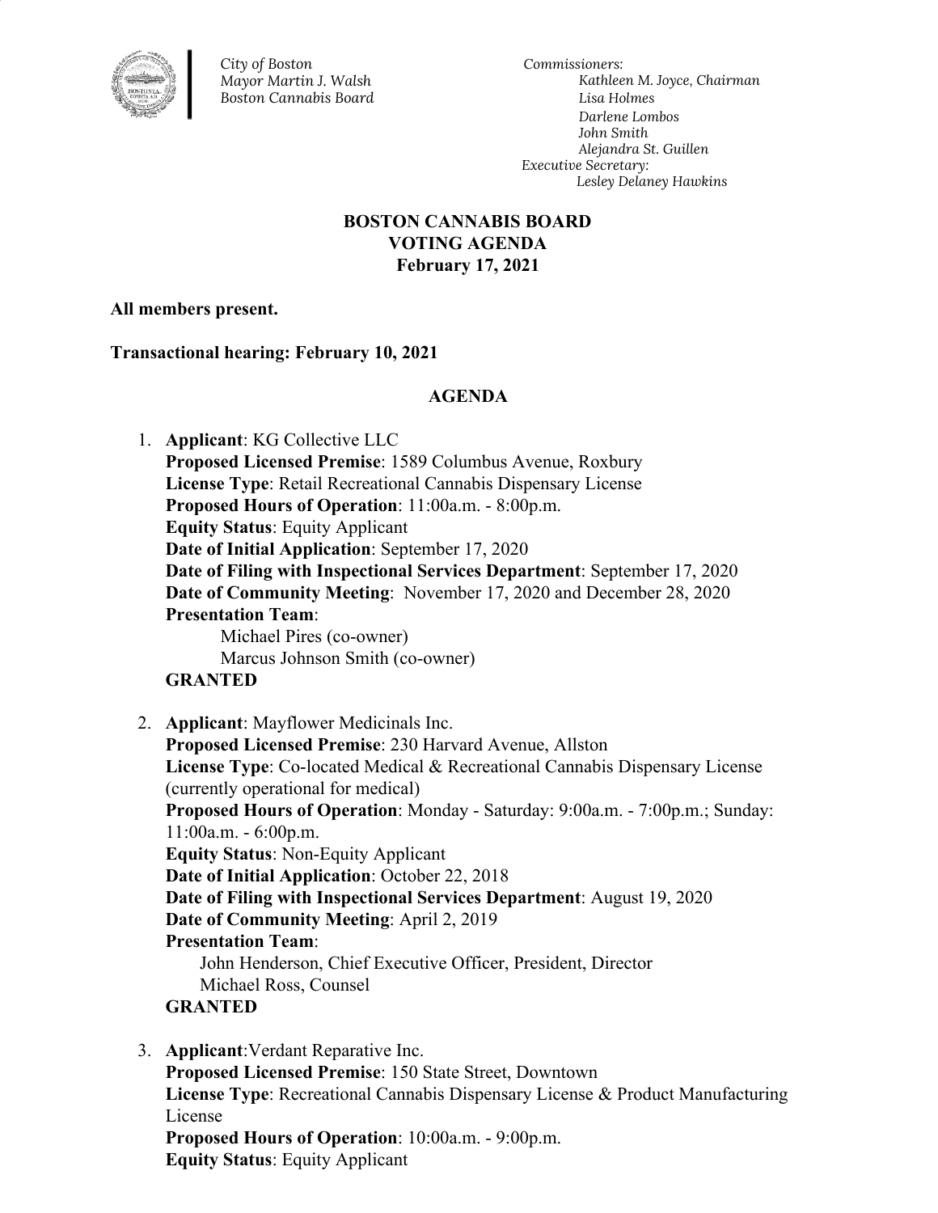*City of Boston*
*Mayor Martin J. Walsh*
*Boston Cannabis Board*

*Commissioners:*
*Kathleen M. Joyce, Chairman*
*Lisa Holmes*
*Darlene Lombos*
*John Smith*
*Alejandra St. Guillen*
*Executive Secretary:*
*Lesley Delaney Hawkins*

# BOSTON CANNABIS BOARD
## VOTING AGENDA
## February 17, 2021

**All members present.**

**Transactional hearing: February 10, 2021**

## AGENDA

1. **Applicant**: KG Collective LLC
   **Proposed Licensed Premise**: 1589 Columbus Avenue, Roxbury
   **License Type**: Retail Recreational Cannabis Dispensary License
   **Proposed Hours of Operation**: 11:00a.m. - 8:00p.m.
   **Equity Status**: Equity Applicant
   **Date of Initial Application**: September 17, 2020
   **Date of Filing with Inspectional Services Department**: September 17, 2020
   **Date of Community Meeting**: November 17, 2020 and December 28, 2020
   **Presentation Team**:
   Michael Pires (co-owner)
   Marcus Johnson Smith (co-owner)
   **GRANTED**

2. **Applicant**: Mayflower Medicinals Inc.
   **Proposed Licensed Premise**: 230 Harvard Avenue, Allston
   **License Type**: Co-located Medical & Recreational Cannabis Dispensary License (currently operational for medical)
   **Proposed Hours of Operation**: Monday - Saturday: 9:00a.m. - 7:00p.m.; Sunday: 11:00a.m. - 6:00p.m.
   **Equity Status**: Non-Equity Applicant
   **Date of Initial Application**: October 22, 2018
   **Date of Filing with Inspectional Services Department**: August 19, 2020
   **Date of Community Meeting**: April 2, 2019
   **Presentation Team**:
   John Henderson, Chief Executive Officer, President, Director
   Michael Ross, Counsel
   **GRANTED**

3. **Applicant**:Verdant Reparative Inc.
   **Proposed Licensed Premise**: 150 State Street, Downtown
   **License Type**: Recreational Cannabis Dispensary License & Product Manufacturing License
   **Proposed Hours of Operation**: 10:00a.m. - 9:00p.m.
   **Equity Status**: Equity Applicant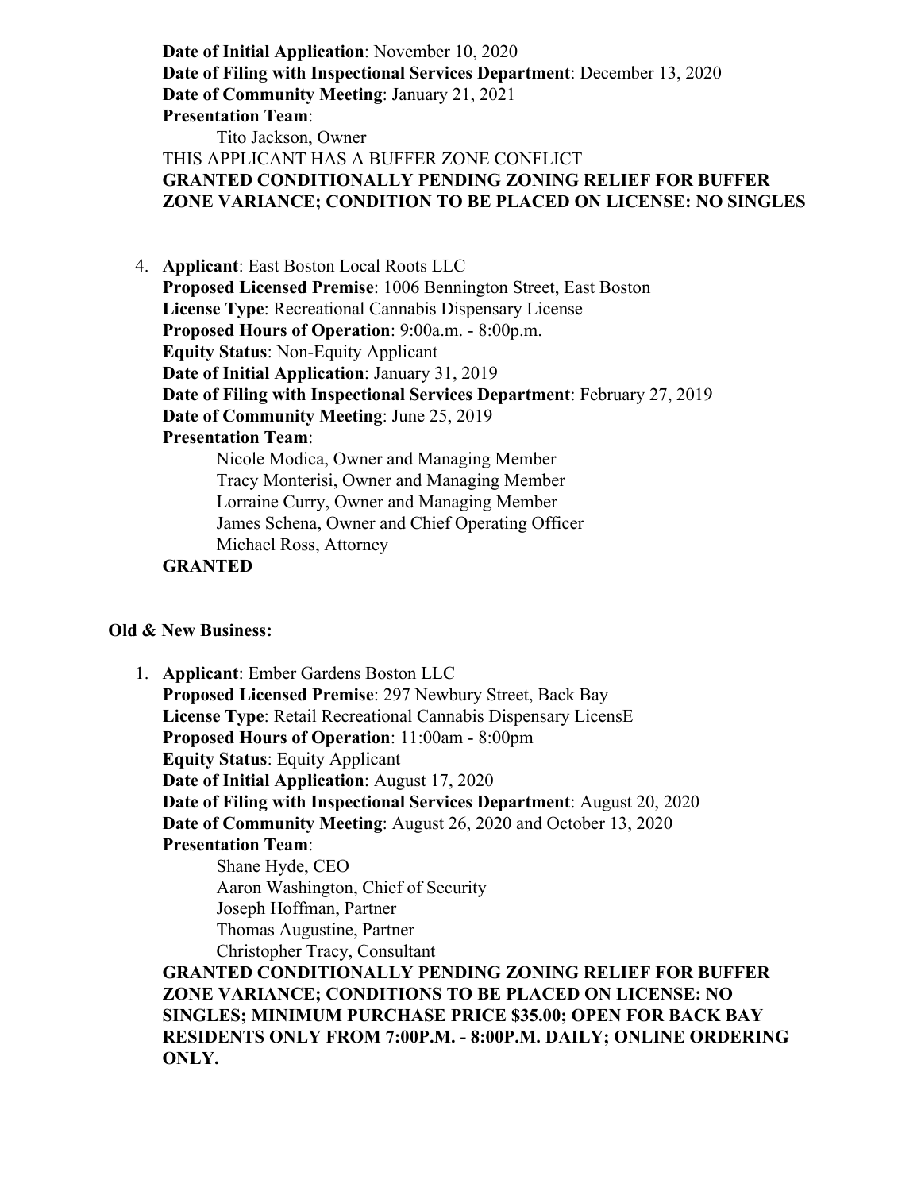**Date of Initial Application**: November 10, 2020
**Date of Filing with Inspectional Services Department**: December 13, 2020
**Date of Community Meeting**: January 21, 2021
**Presentation Team**:
Tito Jackson, Owner
THIS APPLICANT HAS A BUFFER ZONE CONFLICT
**GRANTED CONDITIONALLY PENDING ZONING RELIEF FOR BUFFER ZONE VARIANCE; CONDITION TO BE PLACED ON LICENSE: NO SINGLES**

4. **Applicant**: East Boston Local Roots LLC
   **Proposed Licensed Premise**: 1006 Bennington Street, East Boston
   **License Type**: Recreational Cannabis Dispensary License
   **Proposed Hours of Operation**: 9:00a.m. - 8:00p.m.
   **Equity Status**: Non-Equity Applicant
   **Date of Initial Application**: January 31, 2019
   **Date of Filing with Inspectional Services Department**: February 27, 2019
   **Date of Community Meeting**: June 25, 2019
   **Presentation Team**:
   Nicole Modica, Owner and Managing Member
   Tracy Monterisi, Owner and Managing Member
   Lorraine Curry, Owner and Managing Member
   James Schena, Owner and Chief Operating Officer
   Michael Ross, Attorney
   **GRANTED**

**Old & New Business:**

1. **Applicant**: Ember Gardens Boston LLC
   **Proposed Licensed Premise**: 297 Newbury Street, Back Bay
   **License Type**: Retail Recreational Cannabis Dispensary LicensE
   **Proposed Hours of Operation**: 11:00am - 8:00pm
   **Equity Status**: Equity Applicant
   **Date of Initial Application**: August 17, 2020
   **Date of Filing with Inspectional Services Department**: August 20, 2020
   **Date of Community Meeting**: August 26, 2020 and October 13, 2020
   **Presentation Team**:
   Shane Hyde, CEO
   Aaron Washington, Chief of Security
   Joseph Hoffman, Partner
   Thomas Augustine, Partner
   Christopher Tracy, Consultant
   **GRANTED CONDITIONALLY PENDING ZONING RELIEF FOR BUFFER ZONE VARIANCE; CONDITIONS TO BE PLACED ON LICENSE: NO SINGLES; MINIMUM PURCHASE PRICE $35.00; OPEN FOR BACK BAY RESIDENTS ONLY FROM 7:00P.M. - 8:00P.M. DAILY; ONLINE ORDERING ONLY.**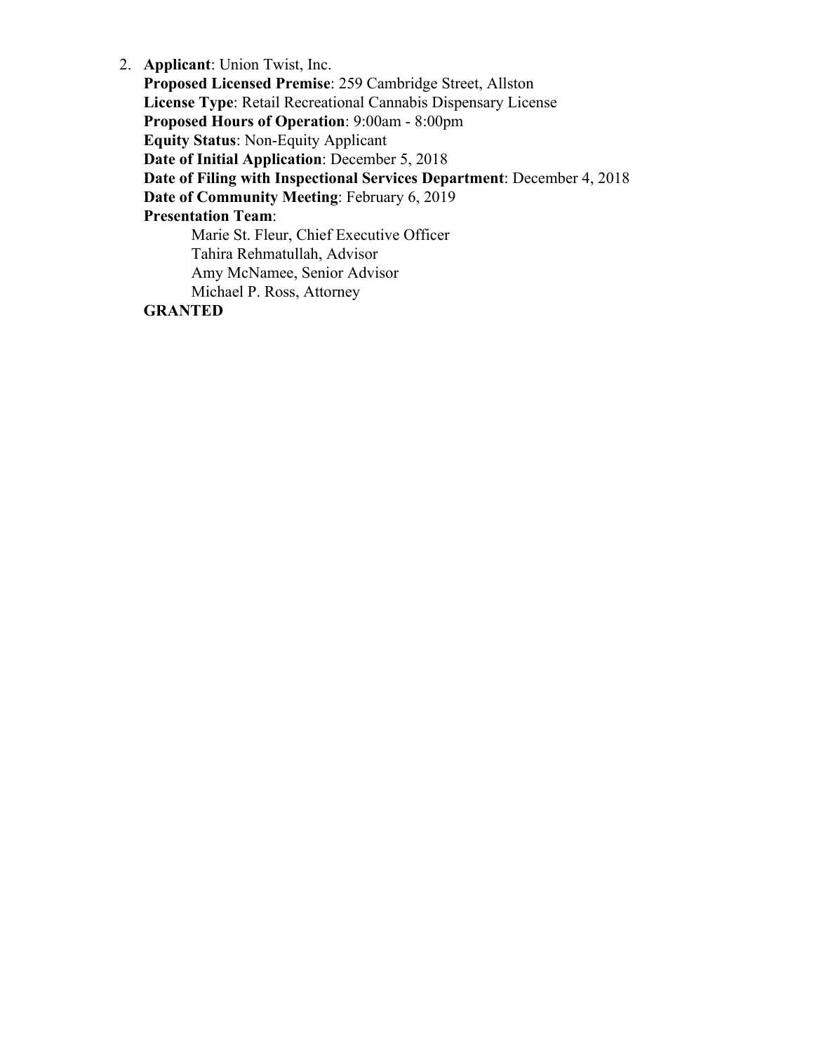2. **Applicant**: Union Twist, Inc.
   **Proposed Licensed Premise**: 259 Cambridge Street, Allston
   **License Type**: Retail Recreational Cannabis Dispensary License
   **Proposed Hours of Operation**: 9:00am - 8:00pm
   **Equity Status**: Non-Equity Applicant
   **Date of Initial Application**: December 5, 2018
   **Date of Filing with Inspectional Services Department**: December 4, 2018
   **Date of Community Meeting**: February 6, 2019
   **Presentation Team**:
   - Marie St. Fleur, Chief Executive Officer
   - Tahira Rehmatullah, Advisor
   - Amy McNamee, Senior Advisor
   - Michael P. Ross, Attorney

   **GRANTED**